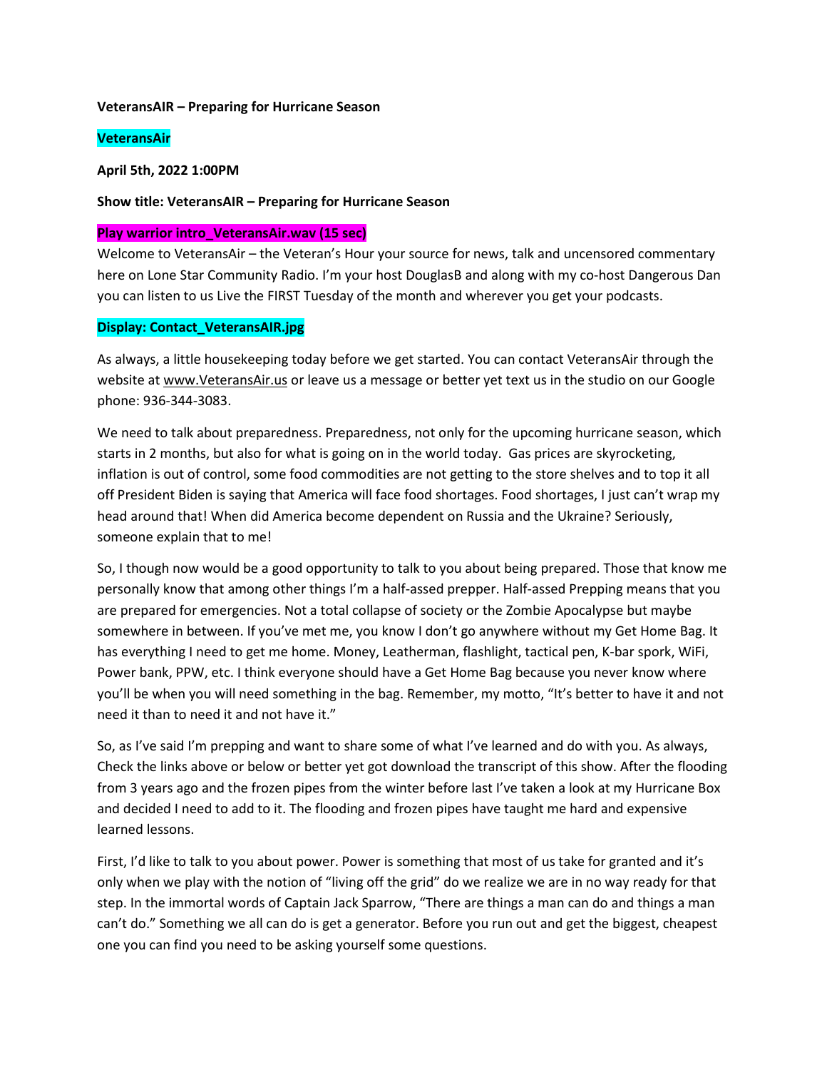**VeteransAIR – Preparing for Hurricane Season**

**VeteransAir**

**April 5th, 2022 1:00PM**

**Show title: VeteransAIR – Preparing for Hurricane Season**

**Play warrior intro_VeteransAir.wav (15 sec)**

Welcome to VeteransAir – the Veteran's Hour your source for news, talk and uncensored commentary here on Lone Star Community Radio. I'm your host DouglasB and along with my co-host Dangerous Dan you can listen to us Live the FIRST Tuesday of the month and wherever you get your podcasts.

**Display: Contact_VeteransAIR.jpg**

As always, a little housekeeping today before we get started. You can contact VeteransAir through the website at www.VeteransAir.us or leave us a message or better yet text us in the studio on our Google phone: 936-344-3083.

We need to talk about preparedness. Preparedness, not only for the upcoming hurricane season, which starts in 2 months, but also for what is going on in the world today. Gas prices are skyrocketing, inflation is out of control, some food commodities are not getting to the store shelves and to top it all off President Biden is saying that America will face food shortages. Food shortages, I just can't wrap my head around that! When did America become dependent on Russia and the Ukraine? Seriously, someone explain that to me!

So, I though now would be a good opportunity to talk to you about being prepared. Those that know me personally know that among other things I'm a half-assed prepper. Half-assed Prepping means that you are prepared for emergencies. Not a total collapse of society or the Zombie Apocalypse but maybe somewhere in between. If you've met me, you know I don't go anywhere without my Get Home Bag. It has everything I need to get me home. Money, Leatherman, flashlight, tactical pen, K-bar spork, WiFi, Power bank, PPW, etc. I think everyone should have a Get Home Bag because you never know where you'll be when you will need something in the bag. Remember, my motto, "It's better to have it and not need it than to need it and not have it."

So, as I've said I'm prepping and want to share some of what I've learned and do with you. As always, Check the links above or below or better yet got download the transcript of this show. After the flooding from 3 years ago and the frozen pipes from the winter before last I've taken a look at my Hurricane Box and decided I need to add to it. The flooding and frozen pipes have taught me hard and expensive learned lessons.

First, I'd like to talk to you about power. Power is something that most of us take for granted and it's only when we play with the notion of "living off the grid" do we realize we are in no way ready for that step. In the immortal words of Captain Jack Sparrow, "There are things a man can do and things a man can't do." Something we all can do is get a generator. Before you run out and get the biggest, cheapest one you can find you need to be asking yourself some questions.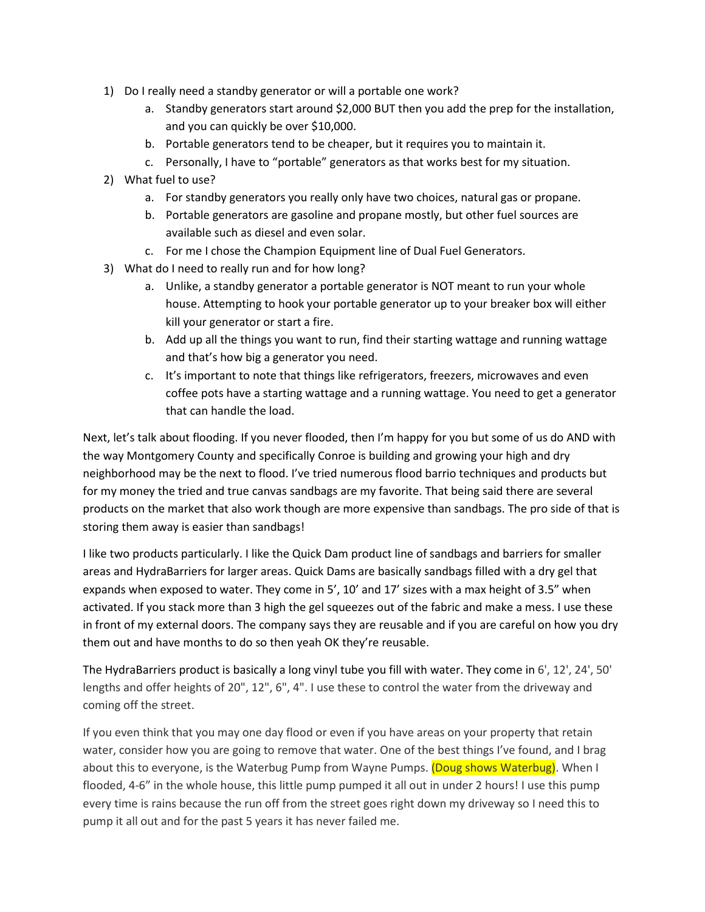1) Do I really need a standby generator or will a portable one work?
    a. Standby generators start around $2,000 BUT then you add the prep for the installation, and you can quickly be over $10,000.
    b. Portable generators tend to be cheaper, but it requires you to maintain it.
    c. Personally, I have to "portable" generators as that works best for my situation.
2) What fuel to use?
    a. For standby generators you really only have two choices, natural gas or propane.
    b. Portable generators are gasoline and propane mostly, but other fuel sources are available such as diesel and even solar.
    c. For me I chose the Champion Equipment line of Dual Fuel Generators.
3) What do I need to really run and for how long?
    a. Unlike, a standby generator a portable generator is NOT meant to run your whole house. Attempting to hook your portable generator up to your breaker box will either kill your generator or start a fire.
    b. Add up all the things you want to run, find their starting wattage and running wattage and that's how big a generator you need.
    c. It's important to note that things like refrigerators, freezers, microwaves and even coffee pots have a starting wattage and a running wattage. You need to get a generator that can handle the load.

Next, let's talk about flooding. If you never flooded, then I'm happy for you but some of us do AND with the way Montgomery County and specifically Conroe is building and growing your high and dry neighborhood may be the next to flood. I've tried numerous flood barrio techniques and products but for my money the tried and true canvas sandbags are my favorite. That being said there are several products on the market that also work though are more expensive than sandbags. The pro side of that is storing them away is easier than sandbags!

I like two products particularly. I like the Quick Dam product line of sandbags and barriers for smaller areas and HydraBarriers for larger areas. Quick Dams are basically sandbags filled with a dry gel that expands when exposed to water. They come in 5', 10' and 17' sizes with a max height of 3.5" when activated. If you stack more than 3 high the gel squeezes out of the fabric and make a mess. I use these in front of my external doors. The company says they are reusable and if you are careful on how you dry them out and have months to do so then yeah OK they're reusable.

The HydraBarriers product is basically a long vinyl tube you fill with water. They come in 6', 12', 24', 50' lengths and offer heights of 20", 12", 6", 4". I use these to control the water from the driveway and coming off the street.

If you even think that you may one day flood or even if you have areas on your property that retain water, consider how you are going to remove that water. One of the best things I've found, and I brag about this to everyone, is the Waterbug Pump from Wayne Pumps. (Doug shows Waterbug). When I flooded, 4-6" in the whole house, this little pump pumped it all out in under 2 hours! I use this pump every time is rains because the run off from the street goes right down my driveway so I need this to pump it all out and for the past 5 years it has never failed me.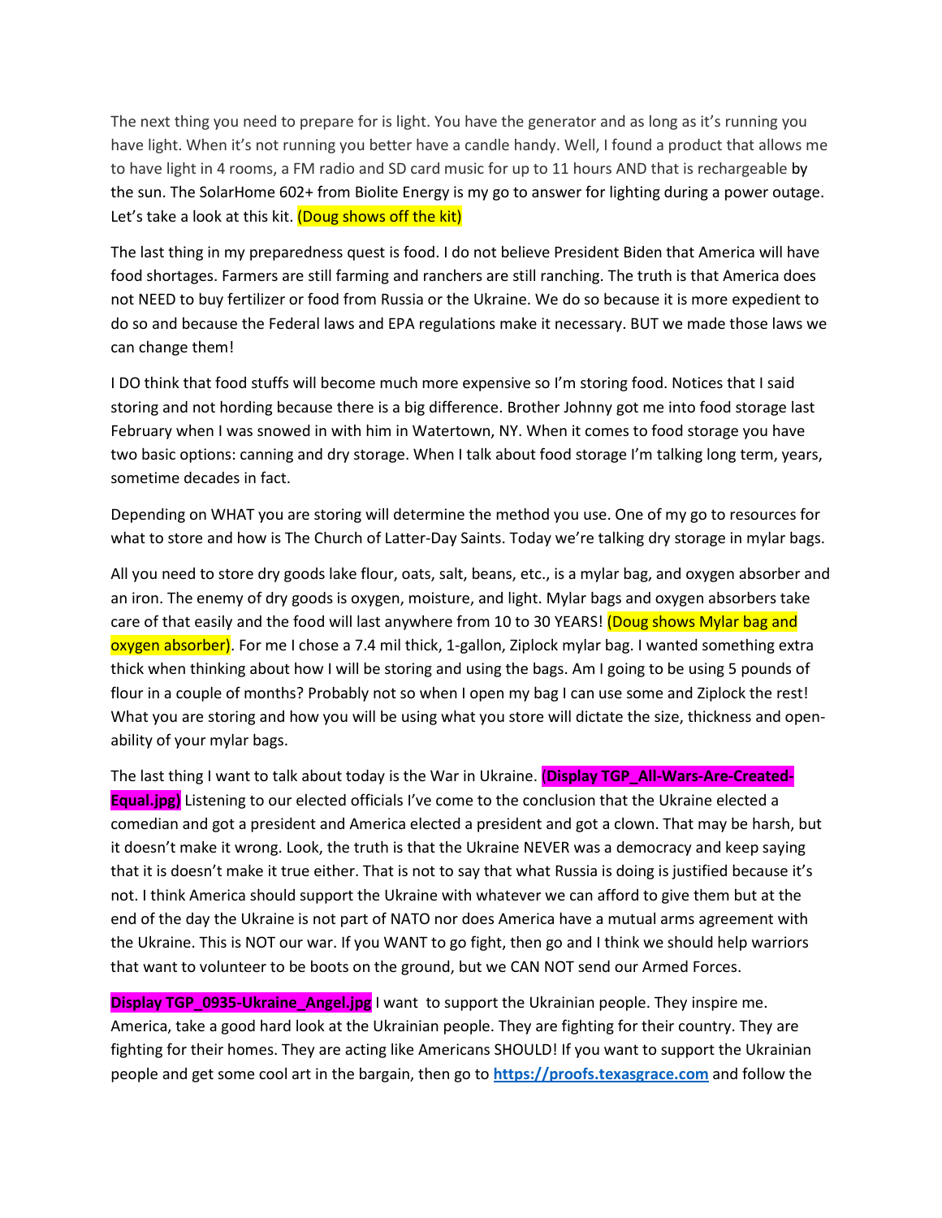The next thing you need to prepare for is light. You have the generator and as long as it's running you have light. When it's not running you better have a candle handy. Well, I found a product that allows me to have light in 4 rooms, a FM radio and SD card music for up to 11 hours AND that is rechargeable by the sun. The SolarHome 602+ from Biolite Energy is my go to answer for lighting during a power outage. Let's take a look at this kit. (Doug shows off the kit)

The last thing in my preparedness quest is food. I do not believe President Biden that America will have food shortages. Farmers are still farming and ranchers are still ranching. The truth is that America does not NEED to buy fertilizer or food from Russia or the Ukraine. We do so because it is more expedient to do so and because the Federal laws and EPA regulations make it necessary. BUT we made those laws we can change them!

I DO think that food stuffs will become much more expensive so I'm storing food. Notices that I said storing and not hording because there is a big difference. Brother Johnny got me into food storage last February when I was snowed in with him in Watertown, NY. When it comes to food storage you have two basic options: canning and dry storage. When I talk about food storage I'm talking long term, years, sometime decades in fact.

Depending on WHAT you are storing will determine the method you use. One of my go to resources for what to store and how is The Church of Latter-Day Saints. Today we're talking dry storage in mylar bags.

All you need to store dry goods lake flour, oats, salt, beans, etc., is a mylar bag, and oxygen absorber and an iron. The enemy of dry goods is oxygen, moisture, and light. Mylar bags and oxygen absorbers take care of that easily and the food will last anywhere from 10 to 30 YEARS! (Doug shows Mylar bag and oxygen absorber). For me I chose a 7.4 mil thick, 1-gallon, Ziplock mylar bag. I wanted something extra thick when thinking about how I will be storing and using the bags. Am I going to be using 5 pounds of flour in a couple of months? Probably not so when I open my bag I can use some and Ziplock the rest! What you are storing and how you will be using what you store will dictate the size, thickness and open-ability of your mylar bags.

The last thing I want to talk about today is the War in Ukraine. **(Display TGP_All-Wars-Are-Created-Equal.jpg)** Listening to our elected officials I've come to the conclusion that the Ukraine elected a comedian and got a president and America elected a president and got a clown. That may be harsh, but it doesn't make it wrong. Look, the truth is that the Ukraine NEVER was a democracy and keep saying that it is doesn't make it true either. That is not to say that what Russia is doing is justified because it's not. I think America should support the Ukraine with whatever we can afford to give them but at the end of the day the Ukraine is not part of NATO nor does America have a mutual arms agreement with the Ukraine. This is NOT our war. If you WANT to go fight, then go and I think we should help warriors that want to volunteer to be boots on the ground, but we CAN NOT send our Armed Forces.

**Display TGP_0935-Ukraine_Angel.jpg** I want to support the Ukrainian people. They inspire me. America, take a good hard look at the Ukrainian people. They are fighting for their country. They are fighting for their homes. They are acting like Americans SHOULD! If you want to support the Ukrainian people and get some cool art in the bargain, then go to [https://proofs.texasgrace.com](https://proofs.texasgrace.com) and follow the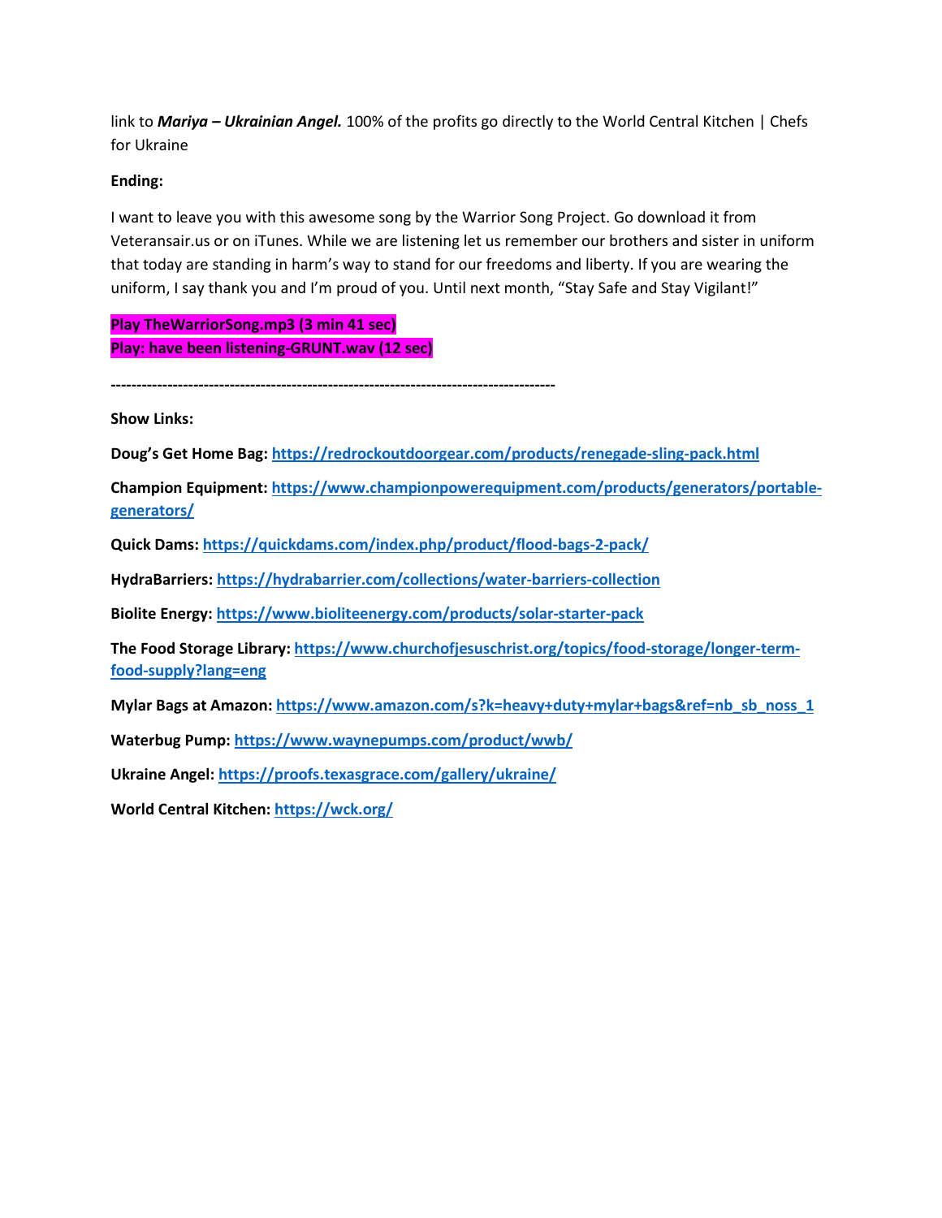link to ***Mariya – Ukrainian Angel.*** 100% of the profits go directly to the World Central Kitchen | Chefs for Ukraine

**Ending:**

I want to leave you with this awesome song by the Warrior Song Project. Go download it from Veteransair.us or on iTunes. While we are listening let us remember our brothers and sister in uniform that today are standing in harm's way to stand for our freedoms and liberty. If you are wearing the uniform, I say thank you and I'm proud of you. Until next month, "Stay Safe and Stay Vigilant!"

**Play TheWarriorSong.mp3 (3 min 41 sec)**
**Play: have been listening-GRUNT.wav (12 sec)**

---

**Show Links:**

**Doug's Get Home Bag:** https://redrockoutdoorgear.com/products/renegade-sling-pack.html

**Champion Equipment:** https://www.championpowerequipment.com/products/generators/portable-generators/

**Quick Dams:** https://quickdams.com/index.php/product/flood-bags-2-pack/

**HydraBarriers:** https://hydrabarrier.com/collections/water-barriers-collection

**Biolite Energy:** https://www.bioliteenergy.com/products/solar-starter-pack

**The Food Storage Library:** https://www.churchofjesuschrist.org/topics/food-storage/longer-term-food-supply?lang=eng

**Mylar Bags at Amazon:** https://www.amazon.com/s?k=heavy+duty+mylar+bags&ref=nb_sb_noss_1

**Waterbug Pump:** https://www.waynepumps.com/product/wwb/

**Ukraine Angel:** https://proofs.texasgrace.com/gallery/ukraine/

**World Central Kitchen:** https://wck.org/